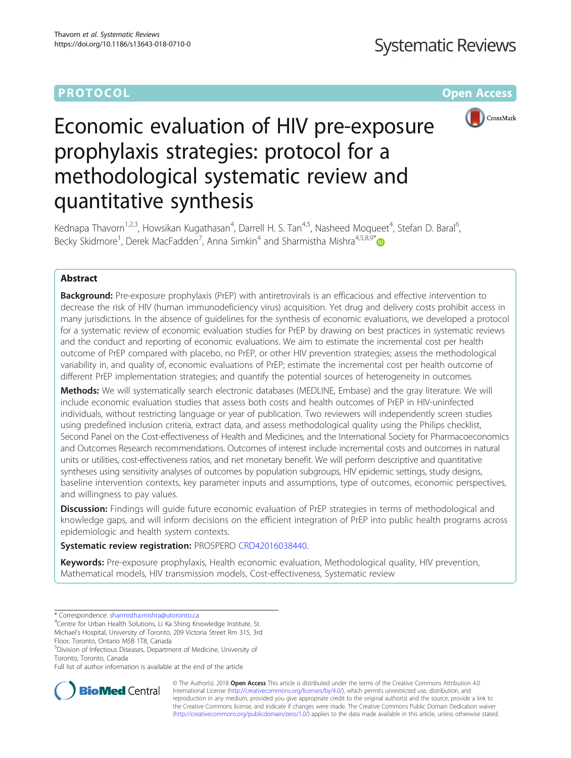PROTOCOL

Open Access

# Economic evaluation of HIV pre-exposure prophylaxis strategies: protocol for a methodological systematic review and quantitative synthesis

Kednapa Thavorn[1,2,3], Howsikan Kugathasan[4], Darrell H. S. Tan[4,5], Nasheed Moqueet[4], Stefan D. Baral[6], Becky Skidmore[1], Derek MacFadden[7], Anna Simkin[4] and Sharmistha Mishra[4,5,8,9*]

## Abstract

**Background:** Pre-exposure prophylaxis (PrEP) with antiretrovirals is an efficacious and effective intervention to decrease the risk of HIV (human immunodeficiency virus) acquisition. Yet drug and delivery costs prohibit access in many jurisdictions. In the absence of guidelines for the synthesis of economic evaluations, we developed a protocol for a systematic review of economic evaluation studies for PrEP by drawing on best practices in systematic reviews and the conduct and reporting of economic evaluations. We aim to estimate the incremental cost per health outcome of PrEP compared with placebo, no PrEP, or other HIV prevention strategies; assess the methodological variability in, and quality of, economic evaluations of PrEP; estimate the incremental cost per health outcome of different PrEP implementation strategies; and quantify the potential sources of heterogeneity in outcomes.

**Methods:** We will systematically search electronic databases (MEDLINE, Embase) and the gray literature. We will include economic evaluation studies that assess both costs and health outcomes of PrEP in HIV-uninfected individuals, without restricting language or year of publication. Two reviewers will independently screen studies using predefined inclusion criteria, extract data, and assess methodological quality using the Philips checklist, Second Panel on the Cost-effectiveness of Health and Medicines, and the International Society for Pharmacoeconomics and Outcomes Research recommendations. Outcomes of interest include incremental costs and outcomes in natural units or utilities, cost-effectiveness ratios, and net monetary benefit. We will perform descriptive and quantitative syntheses using sensitivity analyses of outcomes by population subgroups, HIV epidemic settings, study designs, baseline intervention contexts, key parameter inputs and assumptions, type of outcomes, economic perspectives, and willingness to pay values.

**Discussion:** Findings will guide future economic evaluation of PrEP strategies in terms of methodological and knowledge gaps, and will inform decisions on the efficient integration of PrEP into public health programs across epidemiologic and health system contexts.

**Systematic review registration:** PROSPERO CRD42016038440.

**Keywords:** Pre-exposure prophylaxis, Health economic evaluation, Methodological quality, HIV prevention, Mathematical models, HIV transmission models, Cost-effectiveness, Systematic review

\* Correspondence: sharmistha.mishra@utoronto.ca
[4]Centre for Urban Health Solutions, Li Ka Shing Knowledge Institute, St. Michael's Hospital, University of Toronto, 209 Victoria Street Rm 315, 3rd Floor, Toronto, Ontario M5B 1T8, Canada
[5]Division of Infectious Diseases, Department of Medicine, University of Toronto, Toronto, Canada
Full list of author information is available at the end of the article

© The Author(s). 2018 **Open Access** This article is distributed under the terms of the Creative Commons Attribution 4.0 International License (http://creativecommons.org/licenses/by/4.0/), which permits unrestricted use, distribution, and reproduction in any medium, provided you give appropriate credit to the original author(s) and the source, provide a link to the Creative Commons license, and indicate if changes were made. The Creative Commons Public Domain Dedication waiver (http://creativecommons.org/publicdomain/zero/1.0/) applies to the data made available in this article, unless otherwise stated.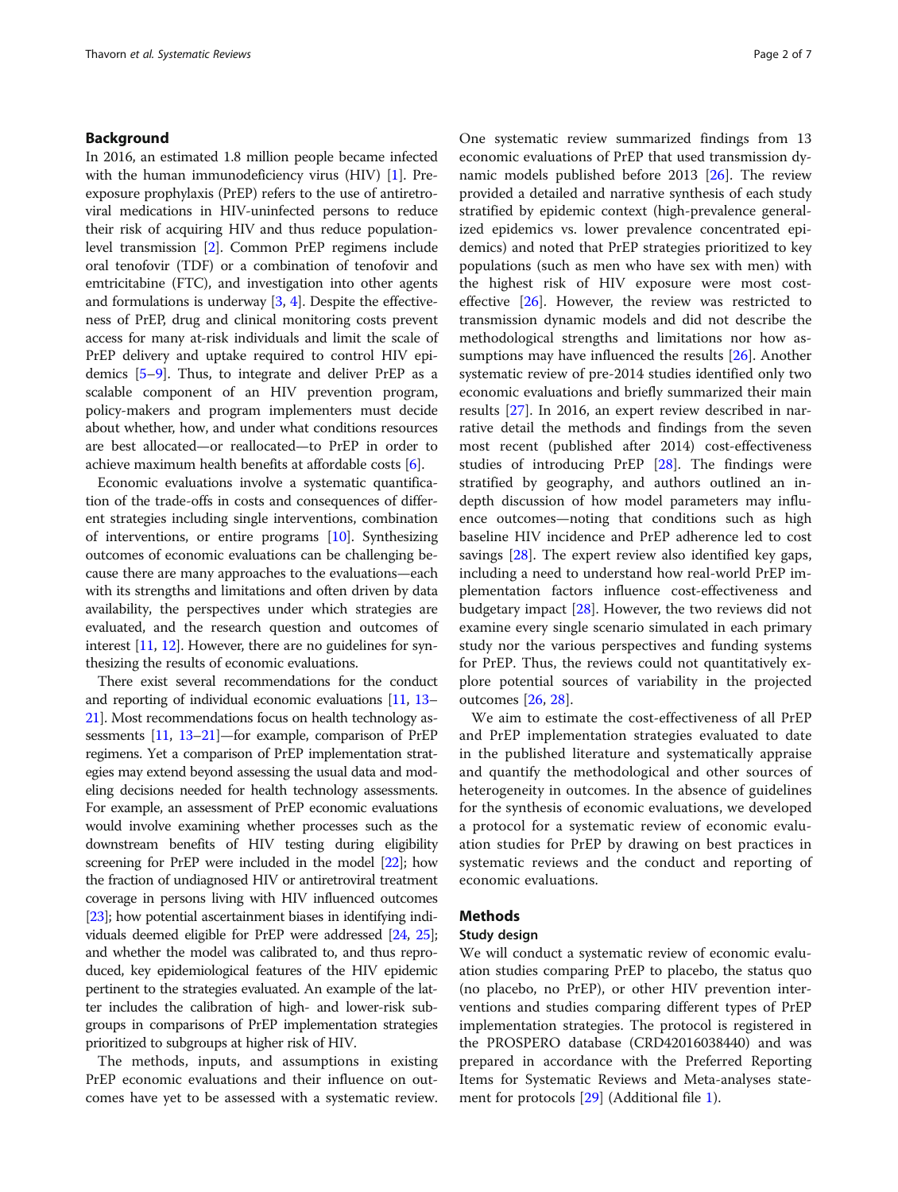## Background

In 2016, an estimated 1.8 million people became infected with the human immunodeficiency virus (HIV) [1]. Pre-exposure prophylaxis (PrEP) refers to the use of antiretroviral medications in HIV-uninfected persons to reduce their risk of acquiring HIV and thus reduce population-level transmission [2]. Common PrEP regimens include oral tenofovir (TDF) or a combination of tenofovir and emtricitabine (FTC), and investigation into other agents and formulations is underway [3, 4]. Despite the effectiveness of PrEP, drug and clinical monitoring costs prevent access for many at-risk individuals and limit the scale of PrEP delivery and uptake required to control HIV epidemics [5–9]. Thus, to integrate and deliver PrEP as a scalable component of an HIV prevention program, policy-makers and program implementers must decide about whether, how, and under what conditions resources are best allocated—or reallocated—to PrEP in order to achieve maximum health benefits at affordable costs [6].

Economic evaluations involve a systematic quantification of the trade-offs in costs and consequences of different strategies including single interventions, combination of interventions, or entire programs [10]. Synthesizing outcomes of economic evaluations can be challenging because there are many approaches to the evaluations—each with its strengths and limitations and often driven by data availability, the perspectives under which strategies are evaluated, and the research question and outcomes of interest [11, 12]. However, there are no guidelines for synthesizing the results of economic evaluations.

There exist several recommendations for the conduct and reporting of individual economic evaluations [11, 13–21]. Most recommendations focus on health technology assessments [11, 13–21]—for example, comparison of PrEP regimens. Yet a comparison of PrEP implementation strategies may extend beyond assessing the usual data and modeling decisions needed for health technology assessments. For example, an assessment of PrEP economic evaluations would involve examining whether processes such as the downstream benefits of HIV testing during eligibility screening for PrEP were included in the model [22]; how the fraction of undiagnosed HIV or antiretroviral treatment coverage in persons living with HIV influenced outcomes [23]; how potential ascertainment biases in identifying individuals deemed eligible for PrEP were addressed [24, 25]; and whether the model was calibrated to, and thus reproduced, key epidemiological features of the HIV epidemic pertinent to the strategies evaluated. An example of the latter includes the calibration of high- and lower-risk subgroups in comparisons of PrEP implementation strategies prioritized to subgroups at higher risk of HIV.

The methods, inputs, and assumptions in existing PrEP economic evaluations and their influence on outcomes have yet to be assessed with a systematic review. One systematic review summarized findings from 13 economic evaluations of PrEP that used transmission dynamic models published before 2013 [26]. The review provided a detailed and narrative synthesis of each study stratified by epidemic context (high-prevalence generalized epidemics vs. lower prevalence concentrated epidemics) and noted that PrEP strategies prioritized to key populations (such as men who have sex with men) with the highest risk of HIV exposure were most cost-effective [26]. However, the review was restricted to transmission dynamic models and did not describe the methodological strengths and limitations nor how assumptions may have influenced the results [26]. Another systematic review of pre-2014 studies identified only two economic evaluations and briefly summarized their main results [27]. In 2016, an expert review described in narrative detail the methods and findings from the seven most recent (published after 2014) cost-effectiveness studies of introducing PrEP [28]. The findings were stratified by geography, and authors outlined an in-depth discussion of how model parameters may influence outcomes—noting that conditions such as high baseline HIV incidence and PrEP adherence led to cost savings [28]. The expert review also identified key gaps, including a need to understand how real-world PrEP implementation factors influence cost-effectiveness and budgetary impact [28]. However, the two reviews did not examine every single scenario simulated in each primary study nor the various perspectives and funding systems for PrEP. Thus, the reviews could not quantitatively explore potential sources of variability in the projected outcomes [26, 28].

We aim to estimate the cost-effectiveness of all PrEP and PrEP implementation strategies evaluated to date in the published literature and systematically appraise and quantify the methodological and other sources of heterogeneity in outcomes. In the absence of guidelines for the synthesis of economic evaluations, we developed a protocol for a systematic review of economic evaluation studies for PrEP by drawing on best practices in systematic reviews and the conduct and reporting of economic evaluations.

## Methods

### Study design

We will conduct a systematic review of economic evaluation studies comparing PrEP to placebo, the status quo (no placebo, no PrEP), or other HIV prevention interventions and studies comparing different types of PrEP implementation strategies. The protocol is registered in the PROSPERO database (CRD42016038440) and was prepared in accordance with the Preferred Reporting Items for Systematic Reviews and Meta-analyses statement for protocols [29] (Additional file 1).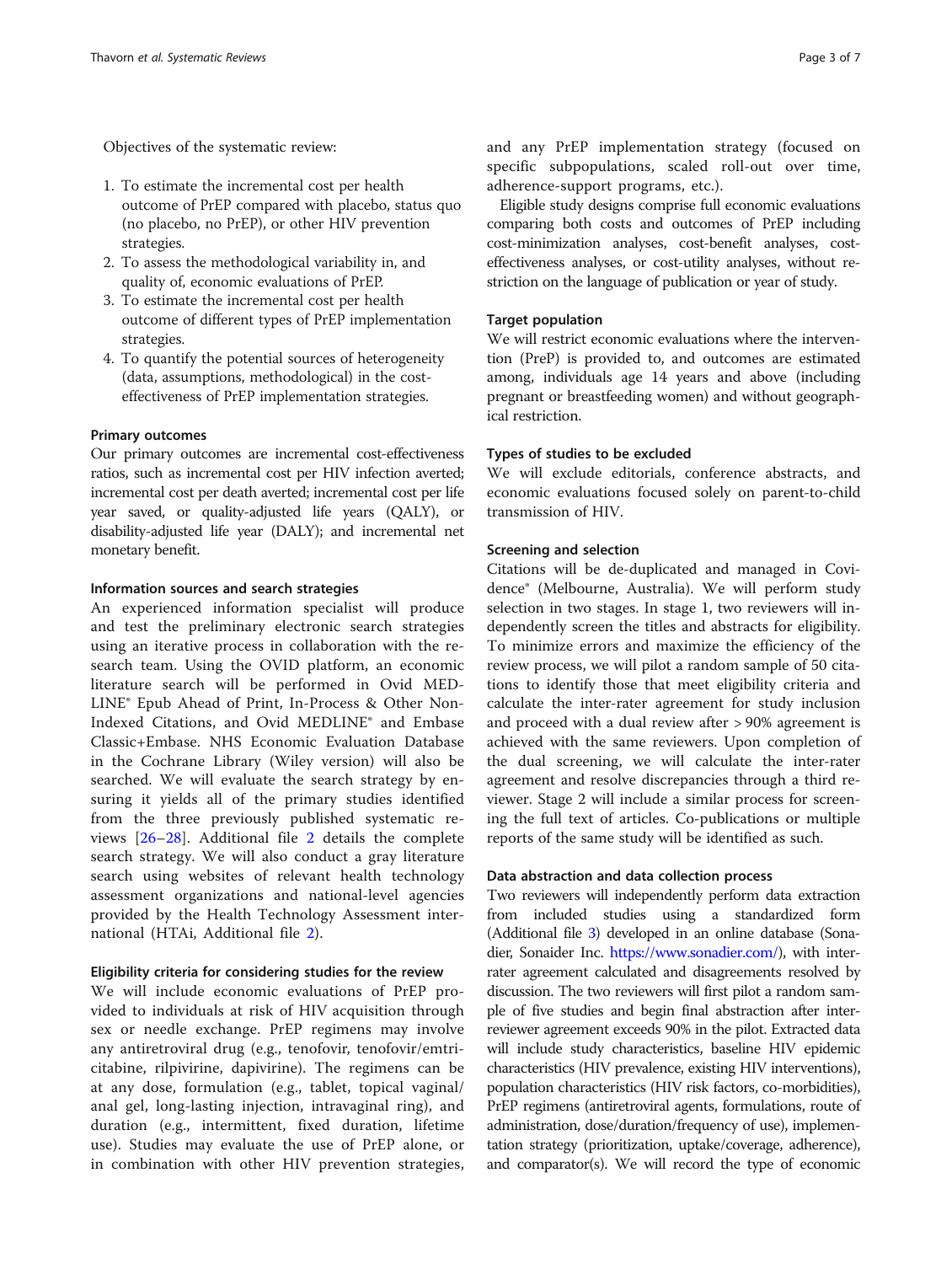Objectives of the systematic review:

1. To estimate the incremental cost per health outcome of PrEP compared with placebo, status quo (no placebo, no PrEP), or other HIV prevention strategies.
2. To assess the methodological variability in, and quality of, economic evaluations of PrEP.
3. To estimate the incremental cost per health outcome of different types of PrEP implementation strategies.
4. To quantify the potential sources of heterogeneity (data, assumptions, methodological) in the cost-effectiveness of PrEP implementation strategies.

#### Primary outcomes

Our primary outcomes are incremental cost-effectiveness ratios, such as incremental cost per HIV infection averted; incremental cost per death averted; incremental cost per life year saved, or quality-adjusted life years (QALY), or disability-adjusted life year (DALY); and incremental net monetary benefit.

#### Information sources and search strategies

An experienced information specialist will produce and test the preliminary electronic search strategies using an iterative process in collaboration with the research team. Using the OVID platform, an economic literature search will be performed in Ovid MEDLINE® Epub Ahead of Print, In-Process & Other Non-Indexed Citations, and Ovid MEDLINE® and Embase Classic+Embase. NHS Economic Evaluation Database in the Cochrane Library (Wiley version) will also be searched. We will evaluate the search strategy by ensuring it yields all of the primary studies identified from the three previously published systematic reviews [26–28]. Additional file 2 details the complete search strategy. We will also conduct a gray literature search using websites of relevant health technology assessment organizations and national-level agencies provided by the Health Technology Assessment international (HTAi, Additional file 2).

#### Eligibility criteria for considering studies for the review

We will include economic evaluations of PrEP provided to individuals at risk of HIV acquisition through sex or needle exchange. PrEP regimens may involve any antiretroviral drug (e.g., tenofovir, tenofovir/emtricitabine, rilpivirine, dapivirine). The regimens can be at any dose, formulation (e.g., tablet, topical vaginal/anal gel, long-lasting injection, intravaginal ring), and duration (e.g., intermittent, fixed duration, lifetime use). Studies may evaluate the use of PrEP alone, or in combination with other HIV prevention strategies, and any PrEP implementation strategy (focused on specific subpopulations, scaled roll-out over time, adherence-support programs, etc.).

Eligible study designs comprise full economic evaluations comparing both costs and outcomes of PrEP including cost-minimization analyses, cost-benefit analyses, cost-effectiveness analyses, or cost-utility analyses, without restriction on the language of publication or year of study.

#### Target population

We will restrict economic evaluations where the intervention (PreP) is provided to, and outcomes are estimated among, individuals age 14 years and above (including pregnant or breastfeeding women) and without geographical restriction.

#### Types of studies to be excluded

We will exclude editorials, conference abstracts, and economic evaluations focused solely on parent-to-child transmission of HIV.

#### Screening and selection

Citations will be de-duplicated and managed in Covidence® (Melbourne, Australia). We will perform study selection in two stages. In stage 1, two reviewers will independently screen the titles and abstracts for eligibility. To minimize errors and maximize the efficiency of the review process, we will pilot a random sample of 50 citations to identify those that meet eligibility criteria and calculate the inter-rater agreement for study inclusion and proceed with a dual review after > 90% agreement is achieved with the same reviewers. Upon completion of the dual screening, we will calculate the inter-rater agreement and resolve discrepancies through a third reviewer. Stage 2 will include a similar process for screening the full text of articles. Co-publications or multiple reports of the same study will be identified as such.

#### Data abstraction and data collection process

Two reviewers will independently perform data extraction from included studies using a standardized form (Additional file 3) developed in an online database (Sonadier, Sonaider Inc. https://www.sonadier.com/), with inter-rater agreement calculated and disagreements resolved by discussion. The two reviewers will first pilot a random sample of five studies and begin final abstraction after inter-reviewer agreement exceeds 90% in the pilot. Extracted data will include study characteristics, baseline HIV epidemic characteristics (HIV prevalence, existing HIV interventions), population characteristics (HIV risk factors, co-morbidities), PrEP regimens (antiretroviral agents, formulations, route of administration, dose/duration/frequency of use), implementation strategy (prioritization, uptake/coverage, adherence), and comparator(s). We will record the type of economic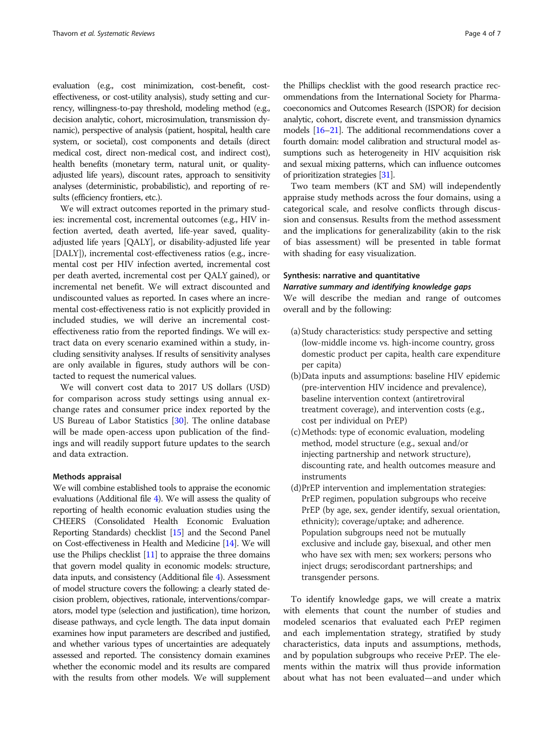evaluation (e.g., cost minimization, cost-benefit, cost-effectiveness, or cost-utility analysis), study setting and currency, willingness-to-pay threshold, modeling method (e.g., decision analytic, cohort, microsimulation, transmission dynamic), perspective of analysis (patient, hospital, health care system, or societal), cost components and details (direct medical cost, direct non-medical cost, and indirect cost), health benefits (monetary term, natural unit, or quality-adjusted life years), discount rates, approach to sensitivity analyses (deterministic, probabilistic), and reporting of results (efficiency frontiers, etc.).

We will extract outcomes reported in the primary studies: incremental cost, incremental outcomes (e.g., HIV infection averted, death averted, life-year saved, quality-adjusted life years [QALY], or disability-adjusted life year [DALY]), incremental cost-effectiveness ratios (e.g., incremental cost per HIV infection averted, incremental cost per death averted, incremental cost per QALY gained), or incremental net benefit. We will extract discounted and undiscounted values as reported. In cases where an incremental cost-effectiveness ratio is not explicitly provided in included studies, we will derive an incremental cost-effectiveness ratio from the reported findings. We will extract data on every scenario examined within a study, including sensitivity analyses. If results of sensitivity analyses are only available in figures, study authors will be contacted to request the numerical values.

We will convert cost data to 2017 US dollars (USD) for comparison across study settings using annual exchange rates and consumer price index reported by the US Bureau of Labor Statistics [30]. The online database will be made open-access upon publication of the findings and will readily support future updates to the search and data extraction.

### Methods appraisal

We will combine established tools to appraise the economic evaluations (Additional file 4). We will assess the quality of reporting of health economic evaluation studies using the CHEERS (Consolidated Health Economic Evaluation Reporting Standards) checklist [15] and the Second Panel on Cost-effectiveness in Health and Medicine [14]. We will use the Philips checklist [11] to appraise the three domains that govern model quality in economic models: structure, data inputs, and consistency (Additional file 4). Assessment of model structure covers the following: a clearly stated decision problem, objectives, rationale, interventions/comparators, model type (selection and justification), time horizon, disease pathways, and cycle length. The data input domain examines how input parameters are described and justified, and whether various types of uncertainties are adequately assessed and reported. The consistency domain examines whether the economic model and its results are compared with the results from other models. We will supplement the Phillips checklist with the good research practice recommendations from the International Society for Pharmacoeconomics and Outcomes Research (ISPOR) for decision analytic, cohort, discrete event, and transmission dynamics models [16–21]. The additional recommendations cover a fourth domain: model calibration and structural model assumptions such as heterogeneity in HIV acquisition risk and sexual mixing patterns, which can influence outcomes of prioritization strategies [31].

Two team members (KT and SM) will independently appraise study methods across the four domains, using a categorical scale, and resolve conflicts through discussion and consensus. Results from the method assessment and the implications for generalizability (akin to the risk of bias assessment) will be presented in table format with shading for easy visualization.

### Synthesis: narrative and quantitative

#### *Narrative summary and identifying knowledge gaps*

We will describe the median and range of outcomes overall and by the following:

(a) Study characteristics: study perspective and setting (low-middle income vs. high-income country, gross domestic product per capita, health care expenditure per capita)

(b) Data inputs and assumptions: baseline HIV epidemic (pre-intervention HIV incidence and prevalence), baseline intervention context (antiretroviral treatment coverage), and intervention costs (e.g., cost per individual on PrEP)

(c) Methods: type of economic evaluation, modeling method, model structure (e.g., sexual and/or injecting partnership and network structure), discounting rate, and health outcomes measure and instruments

(d) PrEP intervention and implementation strategies: PrEP regimen, population subgroups who receive PrEP (by age, sex, gender identify, sexual orientation, ethnicity); coverage/uptake; and adherence. Population subgroups need not be mutually exclusive and include gay, bisexual, and other men who have sex with men; sex workers; persons who inject drugs; serodiscordant partnerships; and transgender persons.

To identify knowledge gaps, we will create a matrix with elements that count the number of studies and modeled scenarios that evaluated each PrEP regimen and each implementation strategy, stratified by study characteristics, data inputs and assumptions, methods, and by population subgroups who receive PrEP. The elements within the matrix will thus provide information about what has not been evaluated—and under which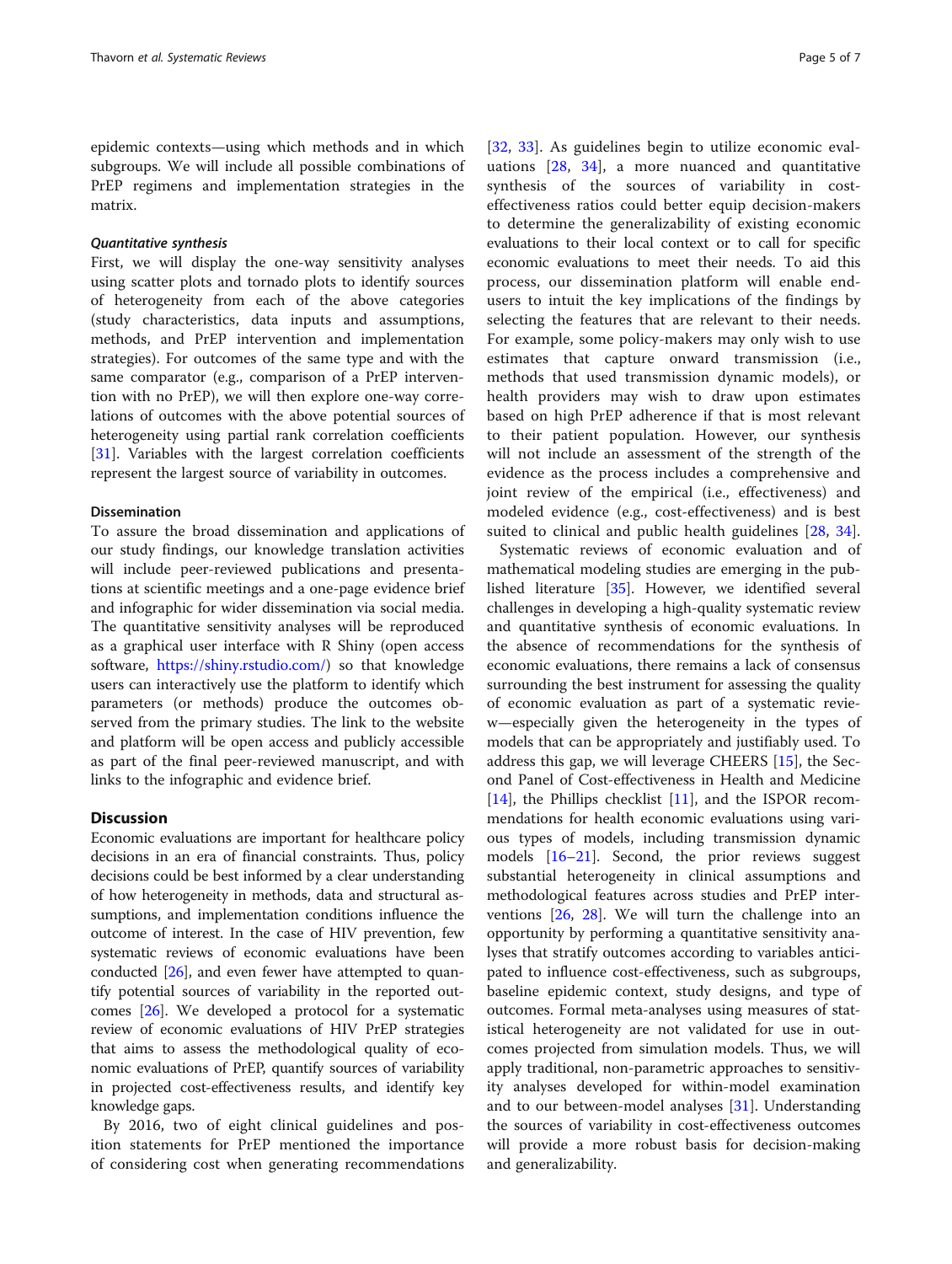epidemic contexts—using which methods and in which subgroups. We will include all possible combinations of PrEP regimens and implementation strategies in the matrix.

#### *Quantitative synthesis*

First, we will display the one-way sensitivity analyses using scatter plots and tornado plots to identify sources of heterogeneity from each of the above categories (study characteristics, data inputs and assumptions, methods, and PrEP intervention and implementation strategies). For outcomes of the same type and with the same comparator (e.g., comparison of a PrEP intervention with no PrEP), we will then explore one-way correlations of outcomes with the above potential sources of heterogeneity using partial rank correlation coefficients [31]. Variables with the largest correlation coefficients represent the largest source of variability in outcomes.

### Dissemination

To assure the broad dissemination and applications of our study findings, our knowledge translation activities will include peer-reviewed publications and presentations at scientific meetings and a one-page evidence brief and infographic for wider dissemination via social media. The quantitative sensitivity analyses will be reproduced as a graphical user interface with R Shiny (open access software, https://shiny.rstudio.com/) so that knowledge users can interactively use the platform to identify which parameters (or methods) produce the outcomes observed from the primary studies. The link to the website and platform will be open access and publicly accessible as part of the final peer-reviewed manuscript, and with links to the infographic and evidence brief.

## Discussion

Economic evaluations are important for healthcare policy decisions in an era of financial constraints. Thus, policy decisions could be best informed by a clear understanding of how heterogeneity in methods, data and structural assumptions, and implementation conditions influence the outcome of interest. In the case of HIV prevention, few systematic reviews of economic evaluations have been conducted [26], and even fewer have attempted to quantify potential sources of variability in the reported outcomes [26]. We developed a protocol for a systematic review of economic evaluations of HIV PrEP strategies that aims to assess the methodological quality of economic evaluations of PrEP, quantify sources of variability in projected cost-effectiveness results, and identify key knowledge gaps.

By 2016, two of eight clinical guidelines and position statements for PrEP mentioned the importance of considering cost when generating recommendations [32, 33]. As guidelines begin to utilize economic evaluations [28, 34], a more nuanced and quantitative synthesis of the sources of variability in cost-effectiveness ratios could better equip decision-makers to determine the generalizability of existing economic evaluations to their local context or to call for specific economic evaluations to meet their needs. To aid this process, our dissemination platform will enable end-users to intuit the key implications of the findings by selecting the features that are relevant to their needs. For example, some policy-makers may only wish to use estimates that capture onward transmission (i.e., methods that used transmission dynamic models), or health providers may wish to draw upon estimates based on high PrEP adherence if that is most relevant to their patient population. However, our synthesis will not include an assessment of the strength of the evidence as the process includes a comprehensive and joint review of the empirical (i.e., effectiveness) and modeled evidence (e.g., cost-effectiveness) and is best suited to clinical and public health guidelines [28, 34].

Systematic reviews of economic evaluation and of mathematical modeling studies are emerging in the published literature [35]. However, we identified several challenges in developing a high-quality systematic review and quantitative synthesis of economic evaluations. In the absence of recommendations for the synthesis of economic evaluations, there remains a lack of consensus surrounding the best instrument for assessing the quality of economic evaluation as part of a systematic review—especially given the heterogeneity in the types of models that can be appropriately and justifiably used. To address this gap, we will leverage CHEERS [15], the Second Panel of Cost-effectiveness in Health and Medicine [14], the Phillips checklist [11], and the ISPOR recommendations for health economic evaluations using various types of models, including transmission dynamic models [16–21]. Second, the prior reviews suggest substantial heterogeneity in clinical assumptions and methodological features across studies and PrEP interventions [26, 28]. We will turn the challenge into an opportunity by performing a quantitative sensitivity analyses that stratify outcomes according to variables anticipated to influence cost-effectiveness, such as subgroups, baseline epidemic context, study designs, and type of outcomes. Formal meta-analyses using measures of statistical heterogeneity are not validated for use in outcomes projected from simulation models. Thus, we will apply traditional, non-parametric approaches to sensitivity analyses developed for within-model examination and to our between-model analyses [31]. Understanding the sources of variability in cost-effectiveness outcomes will provide a more robust basis for decision-making and generalizability.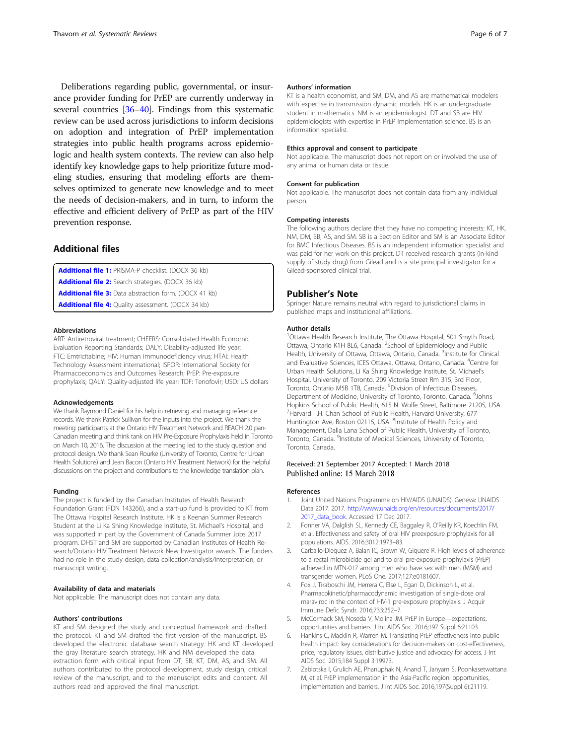Deliberations regarding public, governmental, or insurance provider funding for PrEP are currently underway in several countries [36–40]. Findings from this systematic review can be used across jurisdictions to inform decisions on adoption and integration of PrEP implementation strategies into public health programs across epidemiologic and health system contexts. The review can also help identify key knowledge gaps to help prioritize future modeling studies, ensuring that modeling efforts are themselves optimized to generate new knowledge and to meet the needs of decision-makers, and in turn, to inform the effective and efficient delivery of PrEP as part of the HIV prevention response.

## Additional files

**Additional file 1:** PRISMA-P checklist. (DOCX 36 kb)
**Additional file 2:** Search strategies. (DOCX 36 kb)
**Additional file 3:** Data abstraction form. (DOCX 41 kb)
**Additional file 4:** Quality assessment. (DOCX 34 kb)

#### Abbreviations

ART: Antiretroviral treatment; CHEERS: Consolidated Health Economic Evaluation Reporting Standards; DALY: Disability-adjusted life year; FTC: Emtricitabine; HIV: Human immunodeficiency virus; HTAi: Health Technology Assessment international; ISPOR: International Society for Pharmacoeconomics and Outcomes Research; PrEP: Pre-exposure prophylaxis; QALY: Quality-adjusted life year; TDF: Tenofovir; USD: US dollars

#### Acknowledgements

We thank Raymond Daniel for his help in retrieving and managing reference records. We thank Patrick Sullivan for the inputs into the project. We thank the meeting participants at the Ontario HIV Treatment Network and REACH 2.0 pan-Canadian meeting and think tank on HIV Pre-Exposure Prophylaxis held in Toronto on March 10, 2016. The discussion at the meeting led to the study question and protocol design. We thank Sean Rourke (University of Toronto, Centre for Urban Health Solutions) and Jean Bacon (Ontario HIV Treatment Network) for the helpful discussions on the project and contributions to the knowledge translation plan.

#### Funding

The project is funded by the Canadian Institutes of Health Research Foundation Grant (FDN 143266), and a start-up fund is provided to KT from The Ottawa Hospital Research Institute. HK is a Keenan Summer Research Student at the Li Ka Shing Knowledge Institute, St. Michael's Hospital, and was supported in part by the Government of Canada Summer Jobs 2017 program. DHST and SM are supported by Canadian Institutes of Health Research/Ontario HIV Treatment Network New Investigator awards. The funders had no role in the study design, data collection/analysis/interpretation, or manuscript writing.

#### Availability of data and materials

Not applicable. The manuscript does not contain any data.

#### Authors' contributions

KT and SM designed the study and conceptual framework and drafted the protocol. KT and SM drafted the first version of the manuscript. BS developed the electronic database search strategy. HK and KT developed the gray literature search strategy. HK and NM developed the data extraction form with critical input from DT, SB, KT, DM, AS, and SM. All authors contributed to the protocol development, study design, critical review of the manuscript, and to the manuscript edits and content. All authors read and approved the final manuscript.

#### Authors' information

KT is a health economist, and SM, DM, and AS are mathematical modelers with expertise in transmission dynamic models. HK is an undergraduate student in mathematics. NM is an epidemiologist. DT and SB are HIV epidemiologists with expertise in PrEP implementation science. BS is an information specialist.

#### Ethics approval and consent to participate

Not applicable. The manuscript does not report on or involved the use of any animal or human data or tissue.

#### Consent for publication

Not applicable. The manuscript does not contain data from any individual person.

#### Competing interests

The following authors declare that they have no competing interests: KT, HK, NM, DM, SB, AS, and SM. SB is a Section Editor and SM is an Associate Editor for BMC Infectious Diseases. BS is an independent information specialist and was paid for her work on this project. DT received research grants (in-kind supply of study drug) from Gilead and is a site principal investigator for a Gilead-sponsored clinical trial.

## Publisher's Note

Springer Nature remains neutral with regard to jurisdictional claims in published maps and institutional affiliations.

#### Author details

[1]Ottawa Health Research Institute, The Ottawa Hospital, 501 Smyth Road, Ottawa, Ontario K1H 8L6, Canada. [2]School of Epidemiology and Public Health, University of Ottawa, Ottawa, Ontario, Canada. [3]Institute for Clinical and Evaluative Sciences, ICES Ottawa, Ottawa, Ontario, Canada. [4]Centre for Urban Health Solutions, Li Ka Shing Knowledge Institute, St. Michael's Hospital, University of Toronto, 209 Victoria Street Rm 315, 3rd Floor, Toronto, Ontario M5B 1T8, Canada. [5]Division of Infectious Diseases, Department of Medicine, University of Toronto, Toronto, Canada. [6]Johns Hopkins School of Public Health, 615 N. Wolfe Street, Baltimore 21205, USA. [7]Harvard T.H. Chan School of Public Health, Harvard University, 677 Huntington Ave, Boston 02115, USA. [8]Institute of Health Policy and Management, Dalla Lana School of Public Health, University of Toronto, Toronto, Canada. [9]Institute of Medical Sciences, University of Toronto, Toronto, Canada.

Received: 21 September 2017 Accepted: 1 March 2018
Published online: 15 March 2018

#### References

1. Joint United Nations Programme on HIV/AIDS (UNAIDS). Geneva: UNAIDS Data 2017. 2017. http://www.unaids.org/en/resources/documents/2017/2017_data_book. Accessed 17 Dec 2017.
2. Fonner VA, Dalglish SL, Kennedy CE, Baggaley R, O'Reilly KR, Koechlin FM, et al. Effectiveness and safety of oral HIV preexposure prophylaxis for all populations. AIDS. 2016;3012:1973–83.
3. Carballo-Dieguez A, Balan IC, Brown W, Giguere R. High levels of adherence to a rectal microbicide gel and to oral pre-exposure prophylaxis (PrEP) achieved in MTN-017 among men who have sex with men (MSM) and transgender women. PLoS One. 2017;127:e0181607.
4. Fox J, Tiraboschi JM, Herrera C, Else L, Egan D, Dickinson L, et al. Pharmacokinetic/pharmacodynamic investigation of single-dose oral maraviroc in the context of HIV-1 pre-exposure prophylaxis. J Acquir Immune Defic Syndr. 2016;733:252–7.
5. McCormack SM, Noseda V, Molina JM. PrEP in Europe—expectations, opportunities and barriers. J Int AIDS Soc. 2016;197 Suppl 6:21103.
6. Hankins C, Macklin R, Warren M. Translating PrEP effectiveness into public health impact: key considerations for decision-makers on cost-effectiveness, price, regulatory issues, distributive justice and advocacy for access. J Int AIDS Soc. 2015;184 Suppl 3:19973.
7. Zablotska I, Grulich AE, Phanuphak N, Anand T, Janyam S, Poonkasetwattana M, et al. PrEP implementation in the Asia-Pacific region: opportunities, implementation and barriers. J Int AIDS Soc. 2016;197(Suppl 6):21119.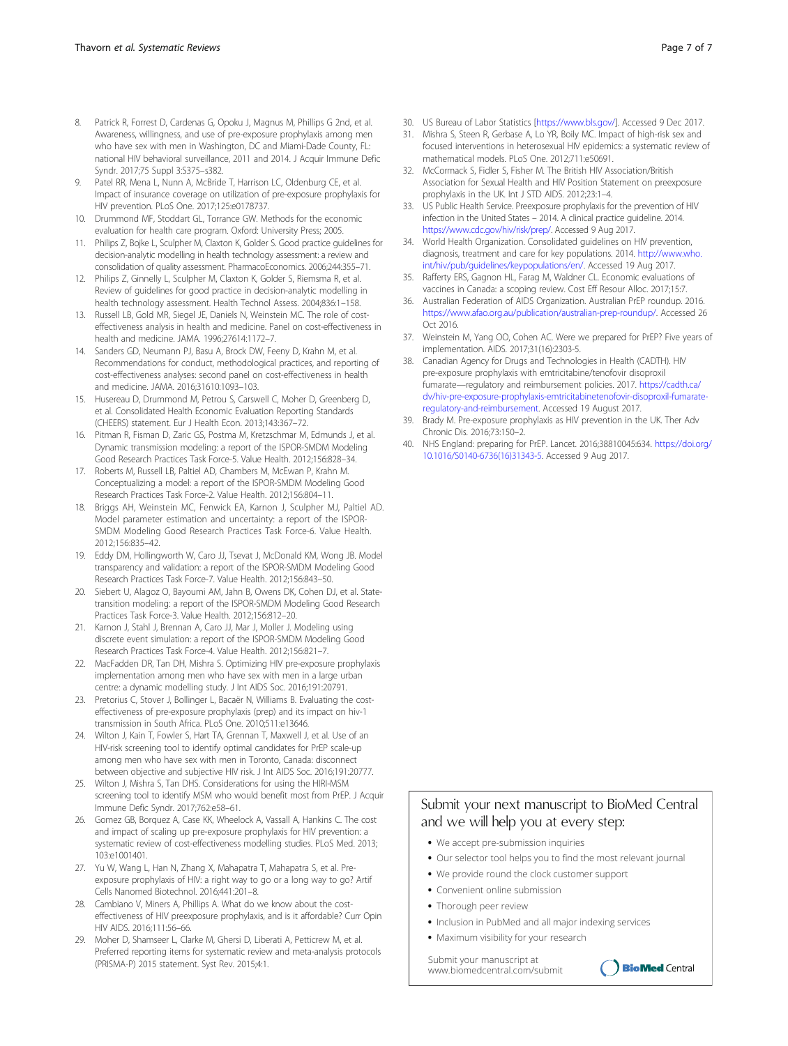8. Patrick R, Forrest D, Cardenas G, Opoku J, Magnus M, Phillips G 2nd, et al. Awareness, willingness, and use of pre-exposure prophylaxis among men who have sex with men in Washington, DC and Miami-Dade County, FL: national HIV behavioral surveillance, 2011 and 2014. J Acquir Immune Defic Syndr. 2017;75 Suppl 3:S375–s382.
9. Patel RR, Mena L, Nunn A, McBride T, Harrison LC, Oldenburg CE, et al. Impact of insurance coverage on utilization of pre-exposure prophylaxis for HIV prevention. PLoS One. 2017;125:e0178737.
10. Drummond MF, Stoddart GL, Torrance GW. Methods for the economic evaluation for health care program. Oxford: University Press; 2005.
11. Philips Z, Bojke L, Sculpher M, Claxton K, Golder S. Good practice guidelines for decision-analytic modelling in health technology assessment: a review and consolidation of quality assessment. PharmacoEconomics. 2006;244:355–71.
12. Philips Z, Ginnelly L, Sculpher M, Claxton K, Golder S, Riemsma R, et al. Review of guidelines for good practice in decision-analytic modelling in health technology assessment. Health Technol Assess. 2004;836:1–158.
13. Russell LB, Gold MR, Siegel JE, Daniels N, Weinstein MC. The role of cost-effectiveness analysis in health and medicine. Panel on cost-effectiveness in health and medicine. JAMA. 1996;27614:1172–7.
14. Sanders GD, Neumann PJ, Basu A, Brock DW, Feeny D, Krahn M, et al. Recommendations for conduct, methodological practices, and reporting of cost-effectiveness analyses: second panel on cost-effectiveness in health and medicine. JAMA. 2016;31610:1093–103.
15. Husereau D, Drummond M, Petrou S, Carswell C, Moher D, Greenberg D, et al. Consolidated Health Economic Evaluation Reporting Standards (CHEERS) statement. Eur J Health Econ. 2013;143:367–72.
16. Pitman R, Fisman D, Zaric GS, Postma M, Kretzschmar M, Edmunds J, et al. Dynamic transmission modeling: a report of the ISPOR-SMDM Modeling Good Research Practices Task Force-5. Value Health. 2012;156:828–34.
17. Roberts M, Russell LB, Paltiel AD, Chambers M, McEwan P, Krahn M. Conceptualizing a model: a report of the ISPOR-SMDM Modeling Good Research Practices Task Force-2. Value Health. 2012;156:804–11.
18. Briggs AH, Weinstein MC, Fenwick EA, Karnon J, Sculpher MJ, Paltiel AD. Model parameter estimation and uncertainty: a report of the ISPOR-SMDM Modeling Good Research Practices Task Force-6. Value Health. 2012;156:835–42.
19. Eddy DM, Hollingworth W, Caro JJ, Tsevat J, McDonald KM, Wong JB. Model transparency and validation: a report of the ISPOR-SMDM Modeling Good Research Practices Task Force-7. Value Health. 2012;156:843–50.
20. Siebert U, Alagoz O, Bayoumi AM, Jahn B, Owens DK, Cohen DJ, et al. State-transition modeling: a report of the ISPOR-SMDM Modeling Good Research Practices Task Force-3. Value Health. 2012;156:812–20.
21. Karnon J, Stahl J, Brennan A, Caro JJ, Mar J, Moller J. Modeling using discrete event simulation: a report of the ISPOR-SMDM Modeling Good Research Practices Task Force-4. Value Health. 2012;156:821–7.
22. MacFadden DR, Tan DH, Mishra S. Optimizing HIV pre-exposure prophylaxis implementation among men who have sex with men in a large urban centre: a dynamic modelling study. J Int AIDS Soc. 2016;191:20791.
23. Pretorius C, Stover J, Bollinger L, Bacaër N, Williams B. Evaluating the cost-effectiveness of pre-exposure prophylaxis (prep) and its impact on hiv-1 transmission in South Africa. PLoS One. 2010;511:e13646.
24. Wilton J, Kain T, Fowler S, Hart TA, Grennan T, Maxwell J, et al. Use of an HIV-risk screening tool to identify optimal candidates for PrEP scale-up among men who have sex with men in Toronto, Canada: disconnect between objective and subjective HIV risk. J Int AIDS Soc. 2016;191:20777.
25. Wilton J, Mishra S, Tan DHS. Considerations for using the HIRI-MSM screening tool to identify MSM who would benefit most from PrEP. J Acquir Immune Defic Syndr. 2017;762:e58–61.
26. Gomez GB, Borquez A, Case KK, Wheelock A, Vassall A, Hankins C. The cost and impact of scaling up pre-exposure prophylaxis for HIV prevention: a systematic review of cost-effectiveness modelling studies. PLoS Med. 2013; 103:e1001401.
27. Yu W, Wang L, Han N, Zhang X, Mahapatra T, Mahapatra S, et al. Pre-exposure prophylaxis of HIV: a right way to go or a long way to go? Artif Cells Nanomed Biotechnol. 2016;441:201–8.
28. Cambiano V, Miners A, Phillips A. What do we know about the cost-effectiveness of HIV preexposure prophylaxis, and is it affordable? Curr Opin HIV AIDS. 2016;111:56–66.
29. Moher D, Shamseer L, Clarke M, Ghersi D, Liberati A, Petticrew M, et al. Preferred reporting items for systematic review and meta-analysis protocols (PRISMA-P) 2015 statement. Syst Rev. 2015;4:1.
30. US Bureau of Labor Statistics [https://www.bls.gov/]. Accessed 9 Dec 2017.
31. Mishra S, Steen R, Gerbase A, Lo YR, Boily MC. Impact of high-risk sex and focused interventions in heterosexual HIV epidemics: a systematic review of mathematical models. PLoS One. 2012;711:e50691.
32. McCormack S, Fidler S, Fisher M. The British HIV Association/British Association for Sexual Health and HIV Position Statement on preexposure prophylaxis in the UK. Int J STD AIDS. 2012;23:1–4.
33. US Public Health Service. Preexposure prophylaxis for the prevention of HIV infection in the United States – 2014. A clinical practice guideline. 2014. https://www.cdc.gov/hiv/risk/prep/. Accessed 9 Aug 2017.
34. World Health Organization. Consolidated guidelines on HIV prevention, diagnosis, treatment and care for key populations. 2014. http://www.who.int/hiv/pub/guidelines/keypopulations/en/. Accessed 19 Aug 2017.
35. Rafferty ERS, Gagnon HL, Farag M, Waldner CL. Economic evaluations of vaccines in Canada: a scoping review. Cost Eff Resour Alloc. 2017;15:7.
36. Australian Federation of AIDS Organization. Australian PrEP roundup. 2016. https://www.afao.org.au/publication/australian-prep-roundup/. Accessed 26 Oct 2016.
37. Weinstein M, Yang OO, Cohen AC. Were we prepared for PrEP? Five years of implementation. AIDS. 2017;31(16):2303-5.
38. Canadian Agency for Drugs and Technologies in Health (CADTH). HIV pre-exposure prophylaxis with emtricitabine/tenofovir disoproxil fumarate—regulatory and reimbursement policies. 2017. https://cadth.ca/dv/hiv-pre-exposure-prophylaxis-emtricitabinetenofovir-disoproxil-fumarate-regulatory-and-reimbursement. Accessed 19 August 2017.
39. Brady M. Pre-exposure prophylaxis as HIV prevention in the UK. Ther Adv Chronic Dis. 2016;73:150–2.
40. NHS England: preparing for PrEP. Lancet. 2016;38810045:634. https://doi.org/10.1016/S0140-6736(16)31343-5. Accessed 9 Aug 2017.

Submit your next manuscript to BioMed Central and we will help you at every step:

- We accept pre-submission inquiries
- Our selector tool helps you to find the most relevant journal
- We provide round the clock customer support
- Convenient online submission
- Thorough peer review
- Inclusion in PubMed and all major indexing services
- Maximum visibility for your research

Submit your manuscript at www.biomedcentral.com/submit

BioMed Central